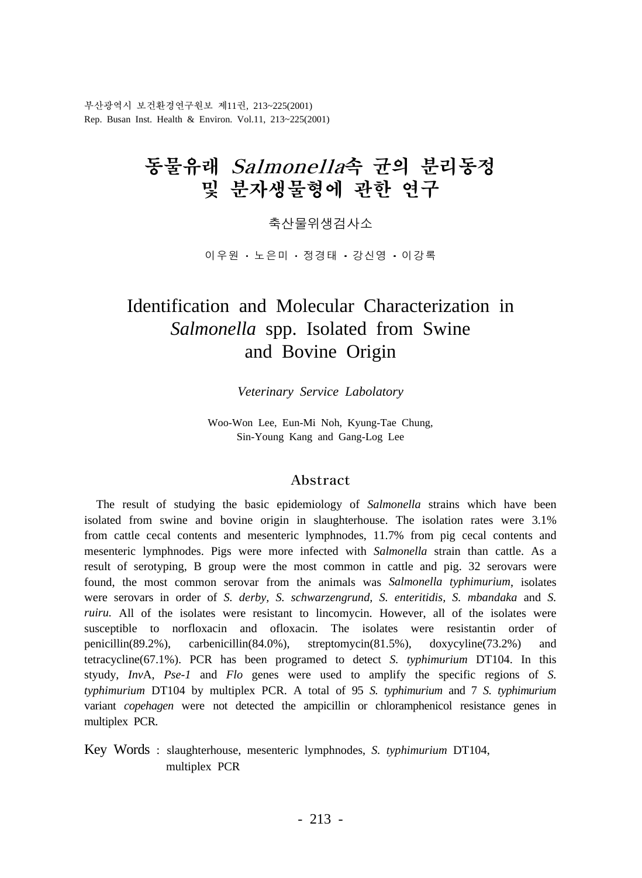# 동물유래 *Salmonella*속 균의 분리동정 및 분자생물형에 관한 연구

축산물위생검사소

이우원 · 노은미 · 정경태 · 강신영 · 이강록

# Identification and Molecular Characterization in *Salmonella* spp. Isolated from Swine and Bovine Origin

*Veterinary Service Labolatory*

Woo-Won Lee, Eun-Mi Noh, Kyung-Tae Chung, Sin-Young Kang and Gang-Log Lee

## Abstract

The result of studying the basic epidemiology of *Salmonella* strains which have been isolated from swine and bovine origin in slaughterhouse. The isolation rates were 3.1% from cattle cecal contents and mesenteric lymphnodes, 11.7% from pig cecal contents and mesenteric lymphnodes. Pigs were more infected with *Salmonella* strain than cattle. As a result of serotyping, B group were the most common in cattle and pig. 32 serovars were found, the most common serovar from the animals was *Salmonella typhimurium*, isolates were serovars in order of *S. derby, S. schwarzengrund, S. enteritidis, S. mbandaka* and *S. ruiru.* All of the isolates were resistant to lincomycin. However, all of the isolates were susceptible to norfloxacin and ofloxacin. The isolates were resistantin order of penicillin(89.2%), carbenicillin(84.0%), streptomycin(81.5%), doxycyline(73.2%) and tetracycline(67.1%). PCR has been programed to detect *S. typhimurium* DT104. In this styudy, *Inv*A, *Pse-1* and *Flo* genes were used to amplify the specific regions of *S. typhimurium* DT104 by multiplex PCR. A total of 95 *S. typhimurium* and 7 *S. typhimurium* variant *copehagen* were not detected the ampicillin or chloramphenicol resistance genes in multiplex PCR.

Key Words : slaughterhouse, mesenteric lymphnodes, *S. typhimurium* DT104, multiplex PCR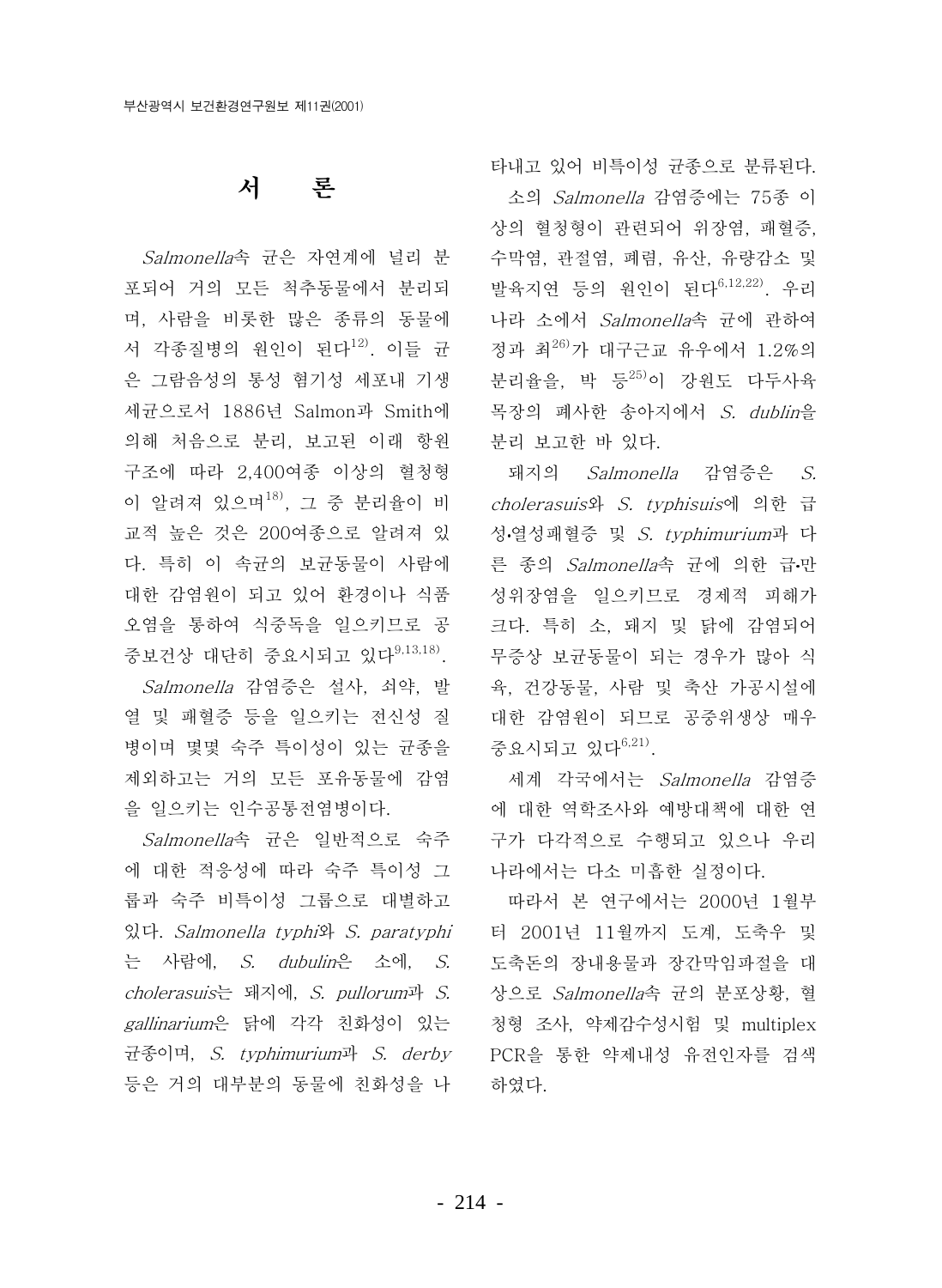## 서 론

*Salmonella*속 균은 자연계에 널리 분포되어 거의 모든 척추동물에서 분리되며, 사람을 비롯한 많은 종류의 동물에서 각종질병의 원인이 된다[12]. 이들 균은 그람음성의 통성 혐기성 세포내 기생세균으로서 1886년 Salmon과 Smith에 의해 처음으로 분리, 보고된 이래 항원구조에 따라 2,400여종 이상의 혈청형이 알려져 있으며[18], 그 중 분리율이 비교적 높은 것은 200여종으로 알려져 있다. 특히 이 속균의 보균동물이 사람에 대한 감염원이 되고 있어 환경이나 식품오염을 통하여 식중독을 일으키므로 공중보건상 대단히 중요시되고 있다[9,13,18].

*Salmonella* 감염증은 설사, 쇠약, 발열 및 패혈증 등을 일으키는 전신성 질병이며 몇몇 숙주 특이성이 있는 균종을 제외하고는 거의 모든 포유동물에 감염을 일으키는 인수공통전염병이다.

*Salmonella*속 균은 일반적으로 숙주에 대한 적응성에 따라 숙주 특이성 그룹과 숙주 비특이성 그룹으로 대별하고 있다. *Salmonella typhi*와 *S. paratyphi*는 사람에, *S. dubulin*은 소에, *S. cholerasuis*는 돼지에, *S. pullorum*과 *S. gallinarium*은 닭에 각각 친화성이 있는 균종이며, *S. typhimurium*과 *S. derby* 등은 거의 대부분의 동물에 친화성을 나타내고 있어 비특이성 균종으로 분류된다.

소의 *Salmonella* 감염증에는 75종 이상의 혈청형이 관련되어 위장염, 패혈증, 수막염, 관절염, 폐렴, 유산, 유량감소 및 발육지연 등의 원인이 된다[6,12,22]. 우리나라 소에서 *Salmonella*속 균에 관하여 정과 최[26]가 대구근교 유우에서 1.2%의 분리율을, 박 등[25]이 강원도 다두사육목장의 폐사한 송아지에서 *S. dublin*을 분리 보고한 바 있다.

돼지의 *Salmonella* 감염증은 *S. cholerasuis*와 *S. typhisuis*에 의한 급성·열성패혈증 및 *S. typhimurium*과 다른 종의 *Salmonella*속 균에 의한 급·만성위장염을 일으키므로 경제적 피해가 크다. 특히 소, 돼지 및 닭에 감염되어 무증상 보균동물이 되는 경우가 많아 식육, 건강동물, 사람 및 축산 가공시설에 대한 감염원이 되므로 공중위생상 매우 중요시되고 있다[6,21].

세계 각국에서는 *Salmonella* 감염증에 대한 역학조사와 예방대책에 대한 연구가 다각적으로 수행되고 있으나 우리나라에서는 다소 미흡한 실정이다.

따라서 본 연구에서는 2000년 1월부터 2001년 11월까지 도계, 도축우 및 도축돈의 장내용물과 장간막임파절을 대상으로 *Salmonella*속 균의 분포상황, 혈청형 조사, 약제감수성시험 및 multiplex PCR을 통한 약제내성 유전인자를 검색하였다.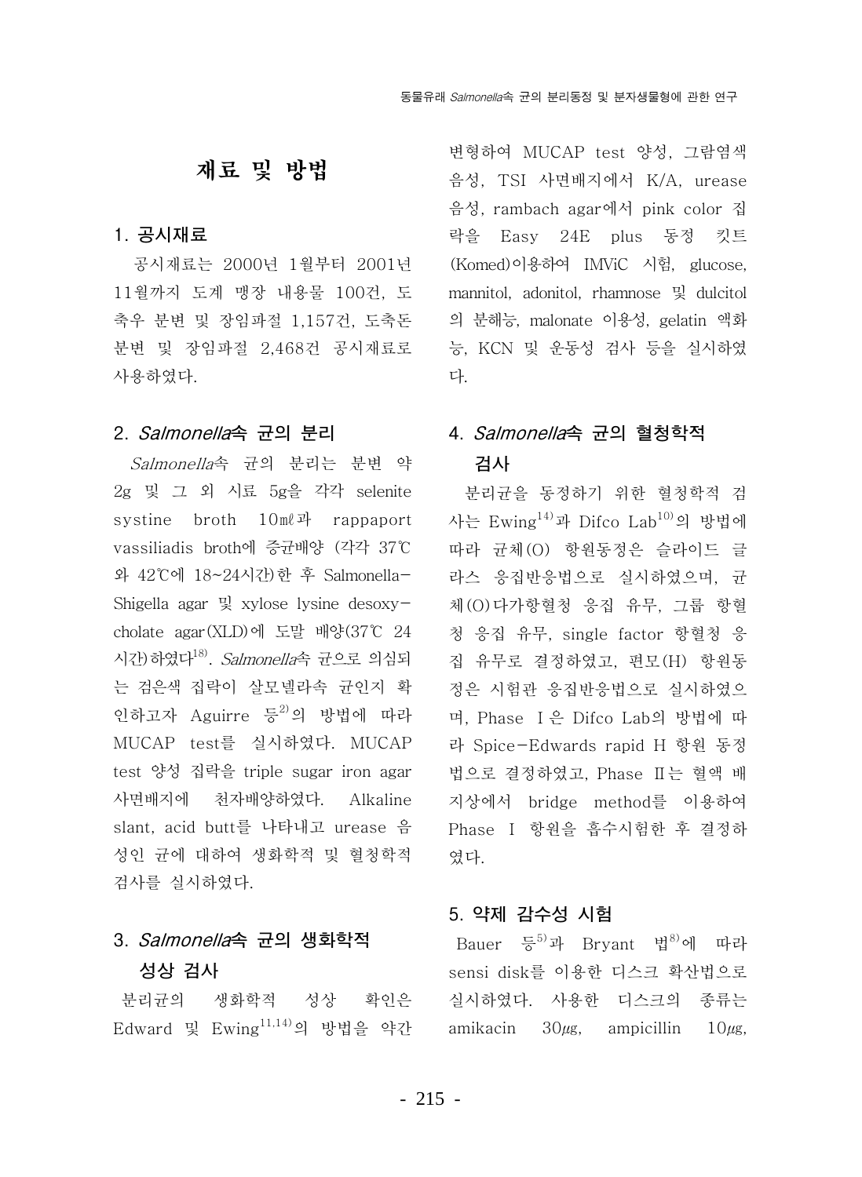# 재료 및 방법

## 1. 공시재료

공시재료는 2000년 1월부터 2001년 11월까지 도계 맹장 내용물 100건, 도축우 분변 및 장임파절 1,157건, 도축돈 분변 및 장임파절 2,468건 공시재료로 사용하였다.

## 2. *Salmonella*속 균의 분리

*Salmonella*속 균의 분리는 분변 약 2g 및 그 외 시료 5g을 각각 selenite systine broth 10㎖과 rappaport vassiliadis broth에 증균배양 (각각 37℃와 42℃에 18~24시간)한 후 Salmonella-Shigella agar 및 xylose lysine desoxycholate agar(XLD)에 도말 배양(37℃ 24시간)하였다[18]. *Salmonella*속 균으로 의심되는 검은색 집락이 살모넬라속 균인지 확인하고자 Aguirre 등[2]의 방법에 따라 MUCAP test를 실시하였다. MUCAP test 양성 집락을 triple sugar iron agar 사면배지에 천자배양하였다. Alkaline slant, acid butt를 나타내고 urease 음성인 균에 대하여 생화학적 및 혈청학적 검사를 실시하였다.

## 3. *Salmonella*속 균의 생화학적 성상 검사

분리균의 생화학적 성상 확인은 Edward 및 Ewing[11,14]의 방법을 약간 변형하여 MUCAP test 양성, 그람염색 음성, TSI 사면배지에서 K/A, urease 음성, rambach agar에서 pink color 집락을 Easy 24E plus 동정 킷트(Komed)이용하여 IMViC 시험, glucose, mannitol, adonitol, rhamnose 및 dulcitol의 분해능, malonate 이용성, gelatin 액화능, KCN 및 운동성 검사 등을 실시하였다.

## 4. *Salmonella*속 균의 혈청학적 검사

분리균을 동정하기 위한 혈청학적 검사는 Ewing[14]과 Difco Lab[10]의 방법에 따라 균체(O) 항원동정은 슬라이드 글라스 응집반응법으로 실시하였으며, 균체(O)다가항혈청 응집 유무, 그룹 항혈청 응집 유무, single factor 항혈청 응집 유무로 결정하였고, 편모(H) 항원동정은 시험관 응집반응법으로 실시하였으며, Phase Ⅰ은 Difco Lab의 방법에 따라 Spice-Edwards rapid H 항원 동정법으로 결정하였고, Phase Ⅱ는 혈액 배지상에서 bridge method를 이용하여 Phase Ⅰ 항원을 흡수시험한 후 결정하였다.

## 5. 약제 감수성 시험

Bauer 등[5]과 Bryant 법[8]에 따라 sensi disk를 이용한 디스크 확산법으로 실시하였다. 사용한 디스크의 종류는 amikacin 30㎍, ampicillin 10㎍,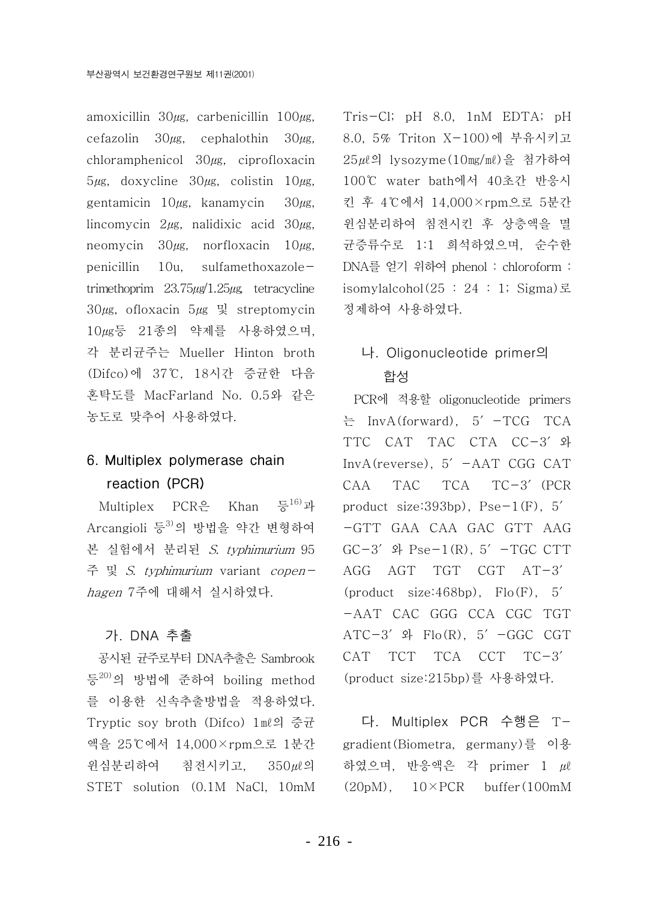amoxicillin 30㎍, carbenicillin 100㎍, cefazolin 30㎍, cephalothin 30㎍, chloramphenicol 30㎍, ciprofloxacin 5㎍, doxycline 30㎍, colistin 10㎍, gentamicin 10㎍, kanamycin 30㎍, lincomycin 2㎍, nalidixic acid 30㎍, neomycin 30㎍, norfloxacin 10㎍, penicillin 10u, sulfamethoxazole-trimethoprim 23.75㎍/1.25㎍, tetracycline 30㎍, ofloxacin 5㎍ 및 streptomycin 10㎍등 21종의 약제를 사용하였으며, 각 분리균주는 Mueller Hinton broth (Difco)에 37℃, 18시간 증균한 다음 혼탁도를 MacFarland No. 0.5와 같은 농도로 맞추어 사용하였다.

## 6. Multiplex polymerase chain reaction (PCR)

Multiplex PCR은 Khan 등[16]과 Arcangioli 등[3]의 방법을 약간 변형하여 본 실험에서 분리된 *S. typhimurium* 95주 및 *S. typhimurium* variant *copenhagen* 7주에 대해서 실시하였다.

### 가. DNA 추출

공시된 균주로부터 DNA추출은 Sambrook 등[20]의 방법에 준하여 boiling method를 이용한 신속추출방법을 적용하였다. Tryptic soy broth (Difco) 1㎖의 증균액을 25℃에서 14,000×rpm으로 1분간 원심분리하여 침전시키고, 350㎕의 STET solution (0.1M NaCl, 10mM Tris-Cl; pH 8.0, 1nM EDTA; pH 8.0, 5% Triton X-100)에 부유시키고 25㎕의 lysozyme(10㎎/㎖)을 첨가하여 100℃ water bath에서 40초간 반응시킨 후 4℃에서 14,000×rpm으로 5분간 원심분리하여 침전시킨 후 상층액을 멸균증류수로 1:1 희석하였으며, 순수한 DNA를 얻기 위하여 phenol : chloroform : isomylalcohol(25 : 24 : 1; Sigma)로 정제하여 사용하였다.

### 나. Oligonucleotide primer의 합성

PCR에 적용할 oligonucleotide primers는 InvA(forward), 5′-TCG TCA TTC CAT TAC CTA CC-3′와 InvA(reverse), 5′-AAT CGG CAT CAA TAC TCA TC-3′(PCR product size:393bp), Pse-1(F), 5′-GTT GAA CAA GAC GTT AAG GC-3′ 와 Pse-1(R), 5′-TGC CTT AGG AGT TGT CGT AT-3′ (product size:468bp), Flo(F), 5′-AAT CAC GGG CCA CGC TGT ATC-3′ 와 Flo(R), 5′-GGC CGT CAT TCT TCA CCT TC-3′ (product size:215bp)를 사용하였다.

### 다. Multiplex PCR 수행은 T-gradient(Biometra, germany)를 이용하였으며, 반응액은 각 primer 1 ㎕ (20pM), 10×PCR buffer(100mM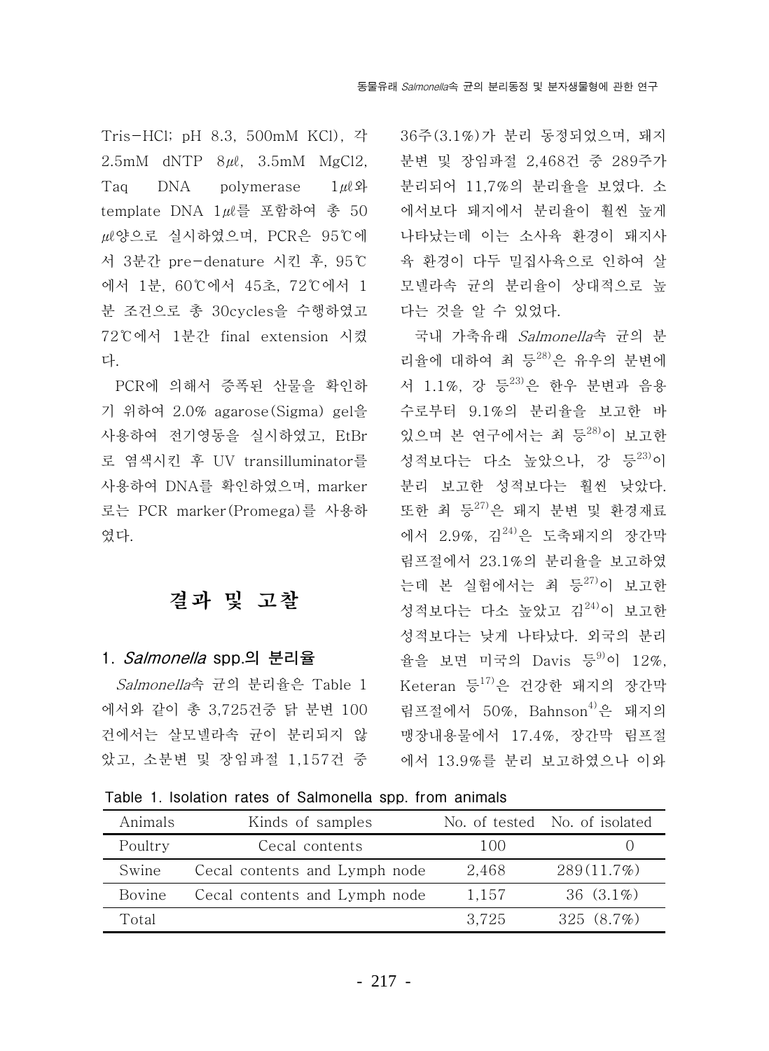Tris-HCl; pH 8.3, 500mM KCl), 각 2.5mM dNTP 8㎕, 3.5mM $MgCl_2$, Taq DNA polymerase 1㎕와 template DNA 1㎕를 포함하여 총 50㎕양으로 실시하였으며, PCR은 95℃에서 3분간 pre-denature 시킨 후, 95℃에서 1분, 60℃에서 45초, 72℃에서 1분 조건으로 총 30cycles을 수행하였고 72℃에서 1분간 final extension 시켰다.

PCR에 의해서 증폭된 산물을 확인하기 위하여 2.0% agarose(Sigma) gel을 사용하여 전기영동을 실시하였고, EtBr로 염색시킨 후 UV transilluminator를 사용하여 DNA를 확인하였으며, marker로는 PCR marker(Promega)를 사용하였다.

# 결과 및 고찰

## 1. *Salmonella* spp.의 분리율

*Salmonella*속 균의 분리율은 Table 1에서와 같이 총 3,725건중 닭 분변 100건에서는 살모넬라속 균이 분리되지 않았고, 소분변 및 장임파절 1,157건 중 36주(3.1%)가 분리 동정되었으며, 돼지 분변 및 장임파절 2,468건 중 289주가 분리되어 11,7%의 분리율을 보였다. 소에서보다 돼지에서 분리율이 훨씬 높게 나타났는데 이는 소사육 환경이 돼지사육 환경이 다두 밀집사육으로 인하여 살모넬라속 균의 분리율이 상대적으로 높다는 것을 알 수 있었다.

국내 가축유래 *Salmonella*속 균의 분리율에 대하여 최 등[28]은 유우의 분변에서 1.1%, 강 등[23]은 한우 분변과 음용수로부터 9.1%의 분리율을 보고한 바 있으며 본 연구에서는 최 등[28]이 보고한 성적보다는 다소 높았으나, 강 등[23]이 분리 보고한 성적보다는 훨씬 낮았다. 또한 최 등[27]은 돼지 분변 및 환경재료에서 2.9%, 김[24]은 도축돼지의 장간막 림프절에서 23.1%의 분리율을 보고하였는데 본 실험에서는 최 등[27]이 보고한 성적보다는 다소 높았고 김[24]이 보고한 성적보다는 낮게 나타났다. 외국의 분리율을 보면 미국의 Davis 등[9]이 12%, Keteran 등[17]은 건강한 돼지의 장간막 림프절에서 50%, Bahnson[4]은 돼지의 맹장내용물에서 17.4%, 장간막 림프절에서 13.9%를 분리 보고하였으나 이와

Table 1. Isolation rates of Salmonella spp. from animals

| Animals | Kinds of samples | No. of tested | No. of isolated |
|---|---|---|---|
| Poultry | Cecal contents | 100 | 0 |
| Swine | Cecal contents and Lymph node | 2,468 | 289(11.7%) |
| Bovine | Cecal contents and Lymph node | 1,157 | 36 (3.1%) |
| Total | | 3,725 | 325 (8.7%) |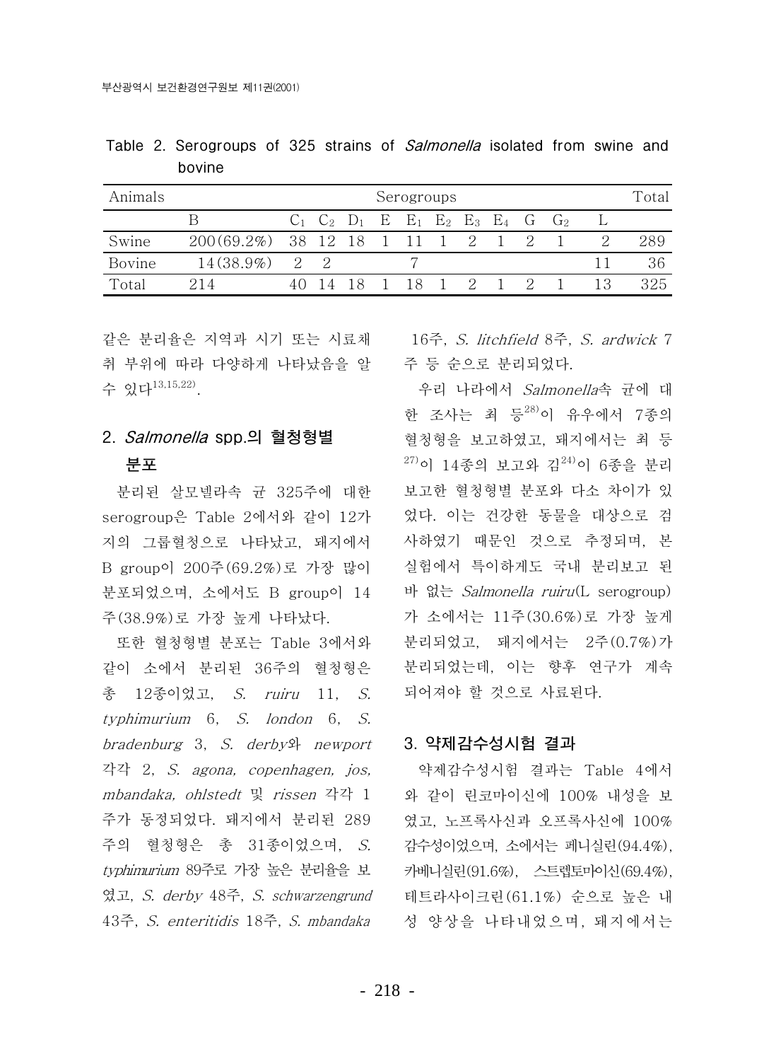Table 2. Serogroups of 325 strains of *Salmonella* isolated from swine and bovine

| Animals | Serogroups | | | | | | | | | | | | Total |
|---|---|---|---|---|---|---|---|---|---|---|---|---|---|
| | B | $C_1$ | $C_2$ | $D_1$ | E | $E_1$ | $E_2$ | $E_3$ | $E_4$ | G | $G_2$ | L | |
| Swine | 200(69.2%) | 38 | 12 | 18 | 1 | 11 | 1 | 2 | 1 | 2 | 1 | 2 | 289 |
| Bovine | 14(38.9%) | 2 | 2 | | | 7 | | | | | | 11 | 36 |
| Total | 214 | 40 | 14 | 18 | 1 | 18 | 1 | 2 | 1 | 2 | 1 | 13 | 325 |

같은 분리율은 지역과 시기 또는 시료채취 부위에 따라 다양하게 나타났음을 알 수 있다[13,15,22].

## 2. *Salmonella* spp.의 혈청형별 분포

분리된 살모넬라속 균 325주에 대한 serogroup은 Table 2에서와 같이 12가지의 그룹혈청으로 나타났고, 돼지에서 B group이 200주(69.2%)로 가장 많이 분포되었으며, 소에서도 B group이 14주(38.9%)로 가장 높게 나타났다.

또한 혈청형별 분포는 Table 3에서와 같이 소에서 분리된 36주의 혈청형은 총 12종이었고, *S. ruiru* 11, *S. typhimurium* 6, *S. london* 6, *S. bradenburg* 3, *S. derby*와 *newport* 각각 2, *S. agona, copenhagen, jos, mbandaka, ohlstedt* 및 *rissen* 각각 1주가 동정되었다. 돼지에서 분리된 289주의 혈청형은 총 31종이었으며, *S. typhimurium* 89주로 가장 높은 분리율을 보였고, *S. derby* 48주, *S. schwarzengrund* 43주, *S. enteritidis* 18주, *S. mbandaka* 16주, *S. litchfield* 8주, *S. ardwick* 7주 등 순으로 분리되었다.

우리 나라에서 *Salmonella*속 균에 대한 조사는 최 등[28]이 유우에서 7종의 혈청형을 보고하였고, 돼지에서는 최 등[27]이 14종의 보고와 김[24]이 6종을 분리보고한 혈청형별 분포와 다소 차이가 있었다. 이는 건강한 동물을 대상으로 검사하였기 때문인 것으로 추정되며, 본 실험에서 특이하게도 국내 분리보고 된 바 없는 *Salmonella ruiru*(L serogroup)가 소에서는 11주(30.6%)로 가장 높게 분리되었고, 돼지에서는 2주(0.7%)가 분리되었는데, 이는 향후 연구가 계속되어져야 할 것으로 사료된다.

## 3. 약제감수성시험 결과

약제감수성시험 결과는 Table 4에서와 같이 린코마이신에 100% 내성을 보였고, 노프록사신과 오프록사신에 100% 감수성이었으며, 소에서는 페니실린(94.4%), 카베니실린(91.6%), 스트렙토마이신(69.4%), 테트라사이크린(61.1%) 순으로 높은 내성 양상을 나타내었으며, 돼지에서는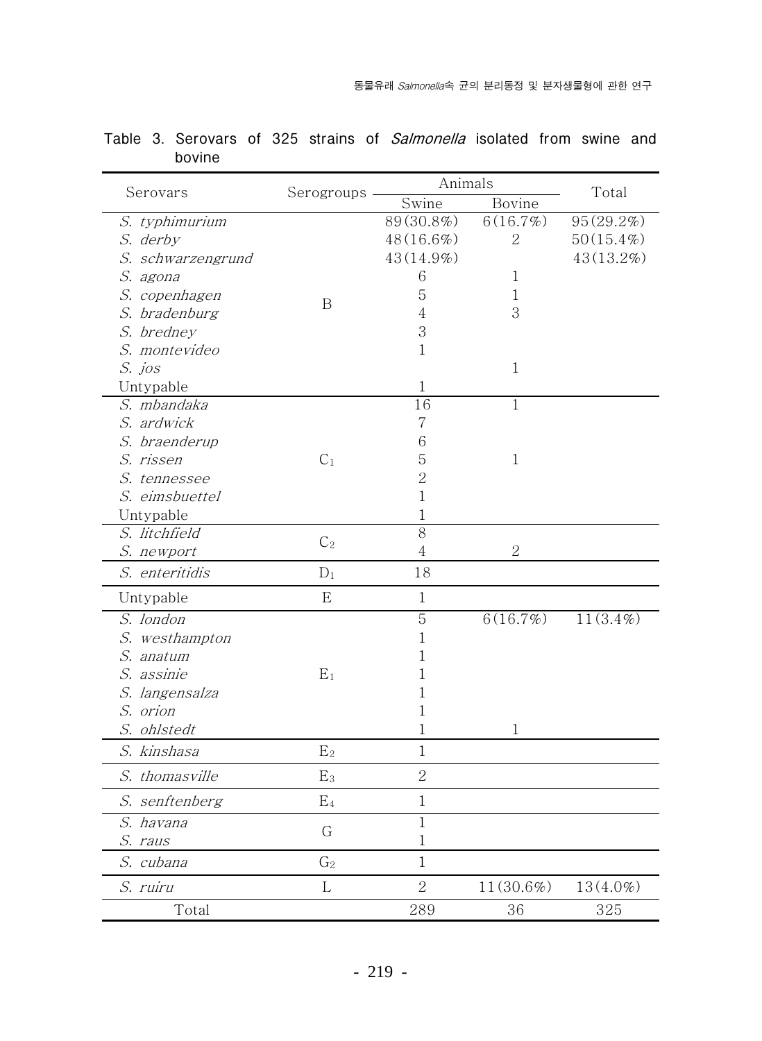Table 3. Serovars of 325 strains of *Salmonella* isolated from swine and bovine

| Serovars | Serogroups | Animals | | Total |
|---|---|---|---|---|
| | | Swine | Bovine | |
| *S. typhimurium* | B | 89(30.8%) | 6(16.7%) | 95(29.2%) |
| *S. derby* | | 48(16.6%) | 2 | 50(15.4%) |
| *S. schwarzengrund* | | 43(14.9%) | | 43(13.2%) |
| *S. agona* | | 6 | 1 | |
| *S. copenhagen* | | 5 | 1 | |
| *S. bradenburg* | | 4 | 3 | |
| *S. bredney* | | 3 | | |
| *S. montevideo* | | 1 | | |
| *S. jos* | | | 1 | |
| Untypable | | 1 | | |
| *S. mbandaka* | $C_1$ | 16 | 1 | |
| *S. ardwick* | | 7 | | |
| *S. braenderup* | | 6 | | |
| *S. rissen* | | 5 | 1 | |
| *S. tennessee* | | 2 | | |
| *S. eimsbuettel* | | 1 | | |
| Untypable | | 1 | | |
| *S. litchfield* | $C_2$ | 8 | | |
| *S. newport* | | 4 | 2 | |
| *S. enteritidis* | $D_1$ | 18 | | |
| Untypable | E | 1 | | |
| *S. london* | $E_1$ | 5 | 6(16.7%) | 11(3.4%) |
| *S. westhampton* | | 1 | | |
| *S. anatum* | | 1 | | |
| *S. assinie* | | 1 | | |
| *S. langensalza* | | 1 | | |
| *S. orion* | | 1 | | |
| *S. ohlstedt* | | 1 | 1 | |
| *S. kinshasa* | $E_2$ | 1 | | |
| *S. thomasville* | $E_3$ | 2 | | |
| *S. senftenberg* | $E_4$ | 1 | | |
| *S. havana* | G | 1 | | |
| *S. raus* | | 1 | | |
| *S. cubana* | $G_2$ | 1 | | |
| *S. ruiru* | L | 2 | 11(30.6%) | 13(4.0%) |
| Total | | 289 | 36 | 325 |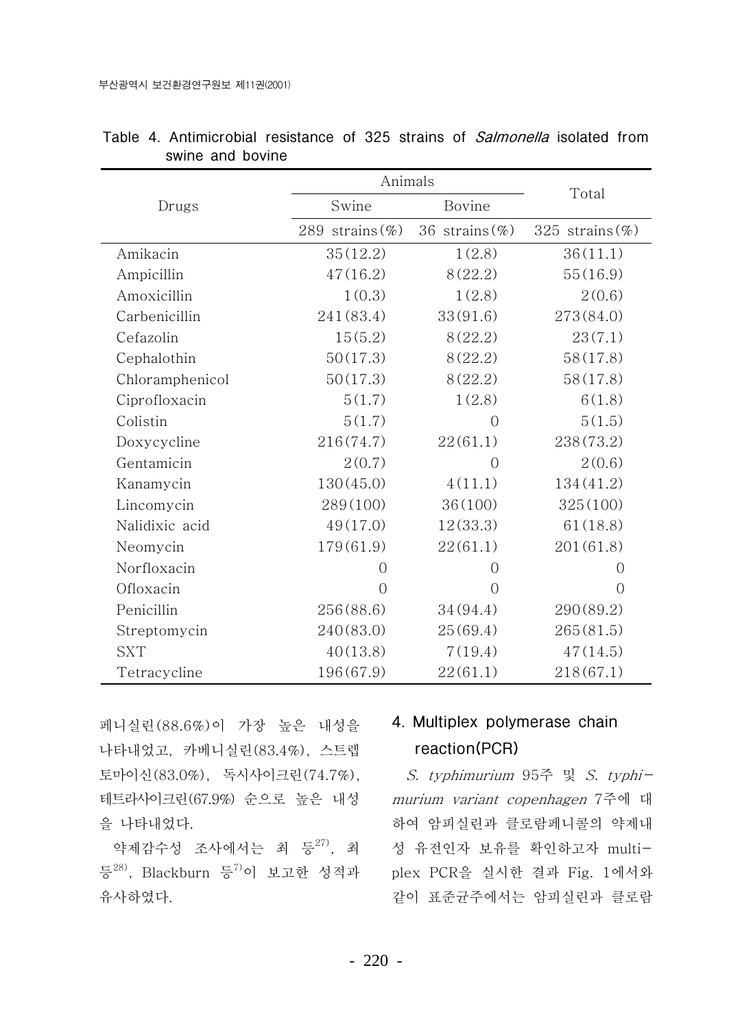Table 4. Antimicrobial resistance of 325 strains of *Salmonella* isolated from swine and bovine

| Drugs | Animals | | Total |
|---|---|---|---|
| | Swine | Bovine | |
| | 289 strains(%) | 36 strains(%) | 325 strains(%) |
| Amikacin | 35(12.2) | 1(2.8) | 36(11.1) |
| Ampicillin | 47(16.2) | 8(22.2) | 55(16.9) |
| Amoxicillin | 1(0.3) | 1(2.8) | 2(0.6) |
| Carbenicillin | 241(83.4) | 33(91.6) | 273(84.0) |
| Cefazolin | 15(5.2) | 8(22.2) | 23(7.1) |
| Cephalothin | 50(17.3) | 8(22.2) | 58(17.8) |
| Chloramphenicol | 50(17.3) | 8(22.2) | 58(17.8) |
| Ciprofloxacin | 5(1.7) | 1(2.8) | 6(1.8) |
| Colistin | 5(1.7) | 0 | 5(1.5) |
| Doxycycline | 216(74.7) | 22(61.1) | 238(73.2) |
| Gentamicin | 2(0.7) | 0 | 2(0.6) |
| Kanamycin | 130(45.0) | 4(11.1) | 134(41.2) |
| Lincomycin | 289(100) | 36(100) | 325(100) |
| Nalidixic acid | 49(17.0) | 12(33.3) | 61(18.8) |
| Neomycin | 179(61.9) | 22(61.1) | 201(61.8) |
| Norfloxacin | 0 | 0 | 0 |
| Ofloxacin | 0 | 0 | 0 |
| Penicillin | 256(88.6) | 34(94.4) | 290(89.2) |
| Streptomycin | 240(83.0) | 25(69.4) | 265(81.5) |
| SXT | 40(13.8) | 7(19.4) | 47(14.5) |
| Tetracycline | 196(67.9) | 22(61.1) | 218(67.1) |

페니실린(88.6%)이 가장 높은 내성을 나타내었고, 카베니실린(83.4%), 스트렙토마이신(83.0%), 독시사이크린(74.7%), 테트라사이크린(67.9%) 순으로 높은 내성을 나타내었다.

약제감수성 조사에서는 최 등[27], 최 등[28], Blackburn 등[7]이 보고한 성적과 유사하였다.

### 4. Multiplex polymerase chain reaction(PCR)

*S. typhimurium* 95주 및 *S. typhimurium variant copenhagen* 7주에 대하여 암피실린과 클로람페니콜의 약제내성 유전인자 보유를 확인하고자 multiplex PCR을 실시한 결과 Fig. 1에서와 같이 표준균주에서는 암피실린과 클로람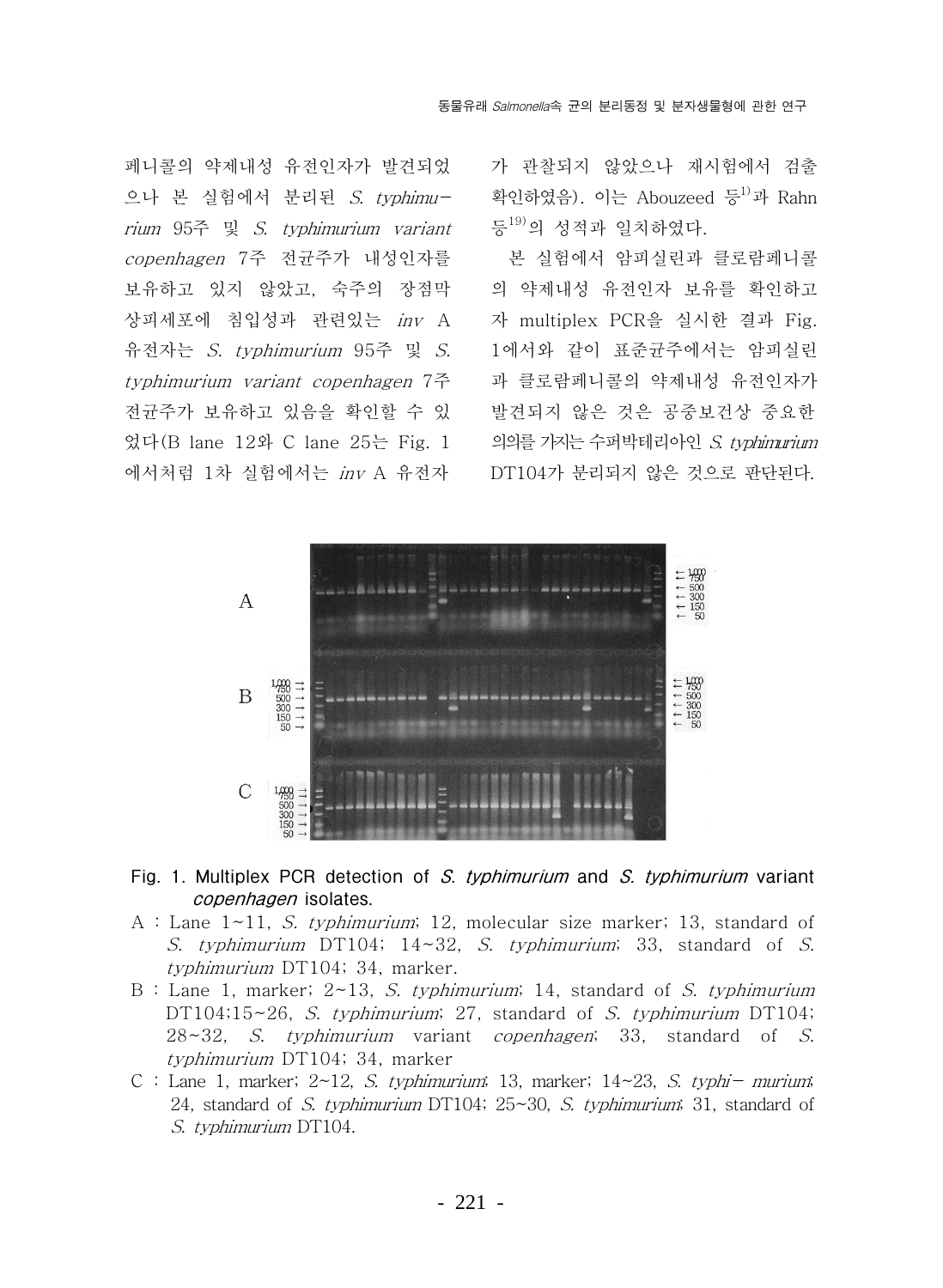페니콜의 약제내성 유전인자가 발견되었으나 본 실험에서 분리된 *S. typhimurium* 95주 및 *S. typhimurium variant copenhagen* 7주 전균주가 내성인자를 보유하고 있지 않았고, 숙주의 장점막 상피세포에 침입성과 관련있는 *inv* A 유전자는 *S. typhimurium* 95주 및 *S. typhimurium variant copenhagen* 7주 전균주가 보유하고 있음을 확인할 수 있었다(B lane 12와 C lane 25는 Fig. 1에서처럼 1차 실험에서는 *inv* A 유전자가 관찰되지 않았으나 재시험에서 검출 확인하였음). 이는 Abouzeed 등[1]과 Rahn 등[19]의 성적과 일치하였다.

본 실험에서 암피실린과 클로람페니콜의 약제내성 유전인자 보유를 확인하고자 multiplex PCR을 실시한 결과 Fig. 1에서와 같이 표준균주에서는 암피실린과 클로람페니콜의 약제내성 유전인자가 발견되지 않은 것은 공중보건상 중요한 의의를 가지는 수퍼박테리아인 *S. typhimurium* DT104가 분리되지 않은 것으로 판단된다.

Fig. 1. Multiplex PCR detection of *S. typhimurium* and *S. typhimurium* variant *copenhagen* isolates.

A : Lane 1~11, *S. typhimurium*; 12, molecular size marker; 13, standard of *S. typhimurium* DT104; 14~32, *S. typhimurium*; 33, standard of *S. typhimurium* DT104; 34, marker.

B : Lane 1, marker; 2~13, *S. typhimurium*; 14, standard of *S. typhimurium* DT104;15~26, *S. typhimurium*; 27, standard of *S. typhimurium* DT104; 28~32, *S. typhimurium* variant *copenhagen*; 33, standard of *S. typhimurium* DT104; 34, marker

C : Lane 1, marker; 2~12, *S. typhimurium*; 13, marker; 14~23, *S. typhi- murium*; 24, standard of *S. typhimurium* DT104; 25~30, *S. typhimurium*; 31, standard of *S. typhimurium* DT104.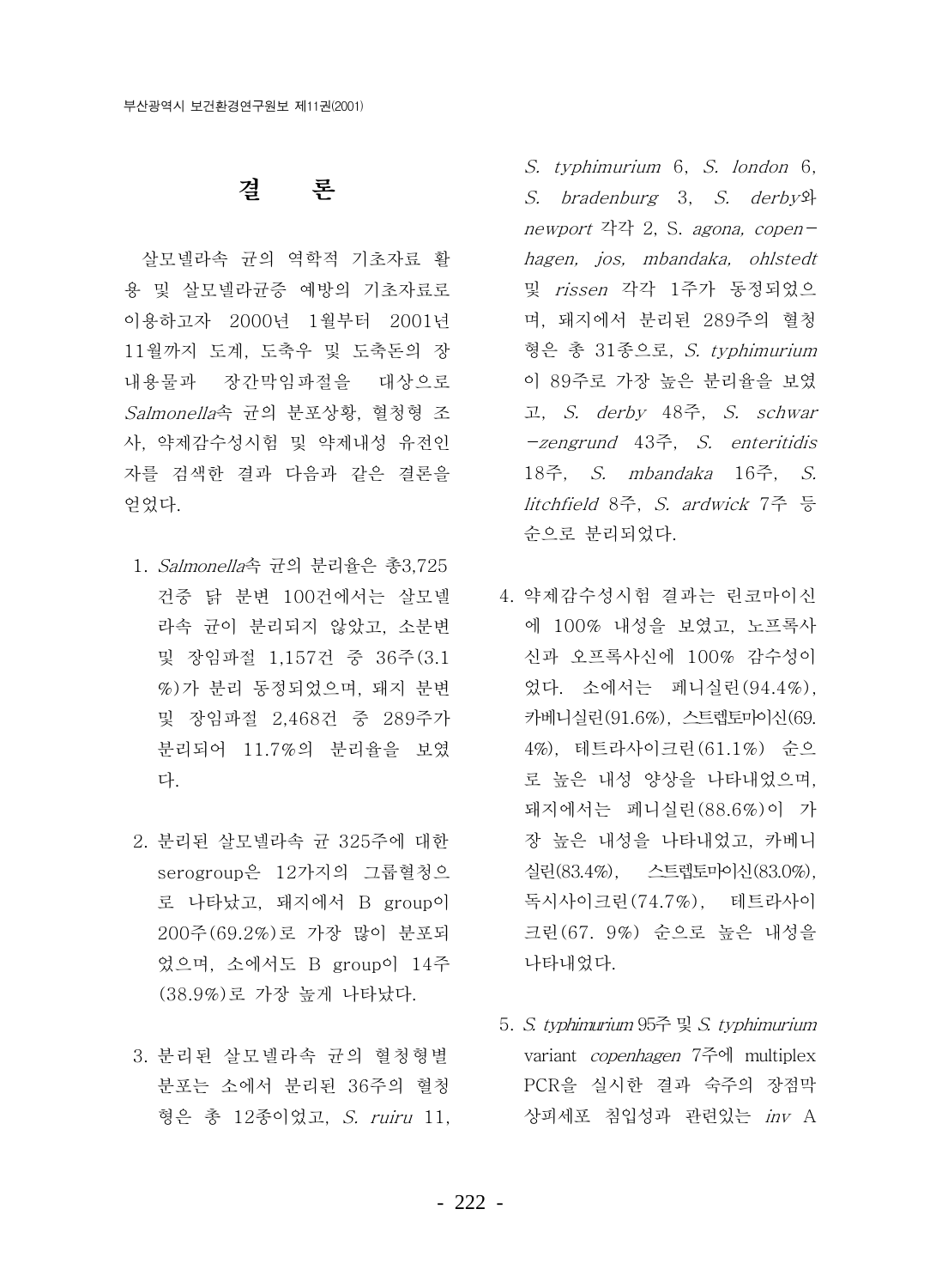# 결　　론

살모넬라속 균의 역학적 기초자료 활용 및 살모넬라균증 예방의 기초자료로 이용하고자 2000년 1월부터 2001년 11월까지 도계, 도축우 및 도축돈의 장내용물과 장간막임파절을 대상으로 *Salmonella*속 균의 분포상황, 혈청형 조사, 약제감수성시험 및 약제내성 유전인자를 검색한 결과 다음과 같은 결론을 얻었다.

1. *Salmonella*속 균의 분리율은 총3,725건중 닭 분변 100건에서는 살모넬라속 균이 분리되지 않았고, 소분변 및 장임파절 1,157건 중 36주(3.1%)가 분리 동정되었으며, 돼지 분변 및 장임파절 2,468건 중 289주가 분리되어 11.7%의 분리율을 보였다.

2. 분리된 살모넬라속 균 325주에 대한 serogroup은 12가지의 그룹혈청으로 나타났고, 돼지에서 B group이 200주(69.2%)로 가장 많이 분포되었으며, 소에서도 B group이 14주(38.9%)로 가장 높게 나타났다.

3. 분리된 살모넬라속 균의 혈청형별 분포는 소에서 분리된 36주의 혈청형은 총 12종이었고, *S. ruiru* 11, *S. typhimurium* 6, *S. london* 6, *S. bradenburg* 3, *S. derby*와 *newport* 각각 2, S. *agona, copenhagen, jos, mbandaka, ohlstedt* 및 *rissen* 각각 1주가 동정되었으며, 돼지에서 분리된 289주의 혈청형은 총 31종으로, *S. typhimurium*이 89주로 가장 높은 분리율을 보였고, *S. derby* 48주, *S. schwarzengrund* 43주, *S. enteritidis* 18주, *S. mbandaka* 16주, *S. litchfield* 8주, *S. ardwick* 7주 등 순으로 분리되었다.

4. 약제감수성시험 결과는 린코마이신에 100% 내성을 보였고, 노프록사신과 오프록사신에 100% 감수성이었다. 소에서는 페니실린(94.4%), 카베니실린(91.6%), 스트렙토마이신(69.4%), 테트라사이크린(61.1%) 순으로 높은 내성 양상을 나타내었으며, 돼지에서는 페니실린(88.6%)이 가장 높은 내성을 나타내었고, 카베니실린(83.4%), 스트렙토마이신(83.0%), 독시사이크린(74.7%), 테트라사이크린(67. 9%) 순으로 높은 내성을 나타내었다.

5. *S. typhimurium* 95주 및 *S. typhimurium* variant *copenhagen* 7주에 multiplex PCR을 실시한 결과 숙주의 장점막 상피세포 침입성과 관련있는 *inv* A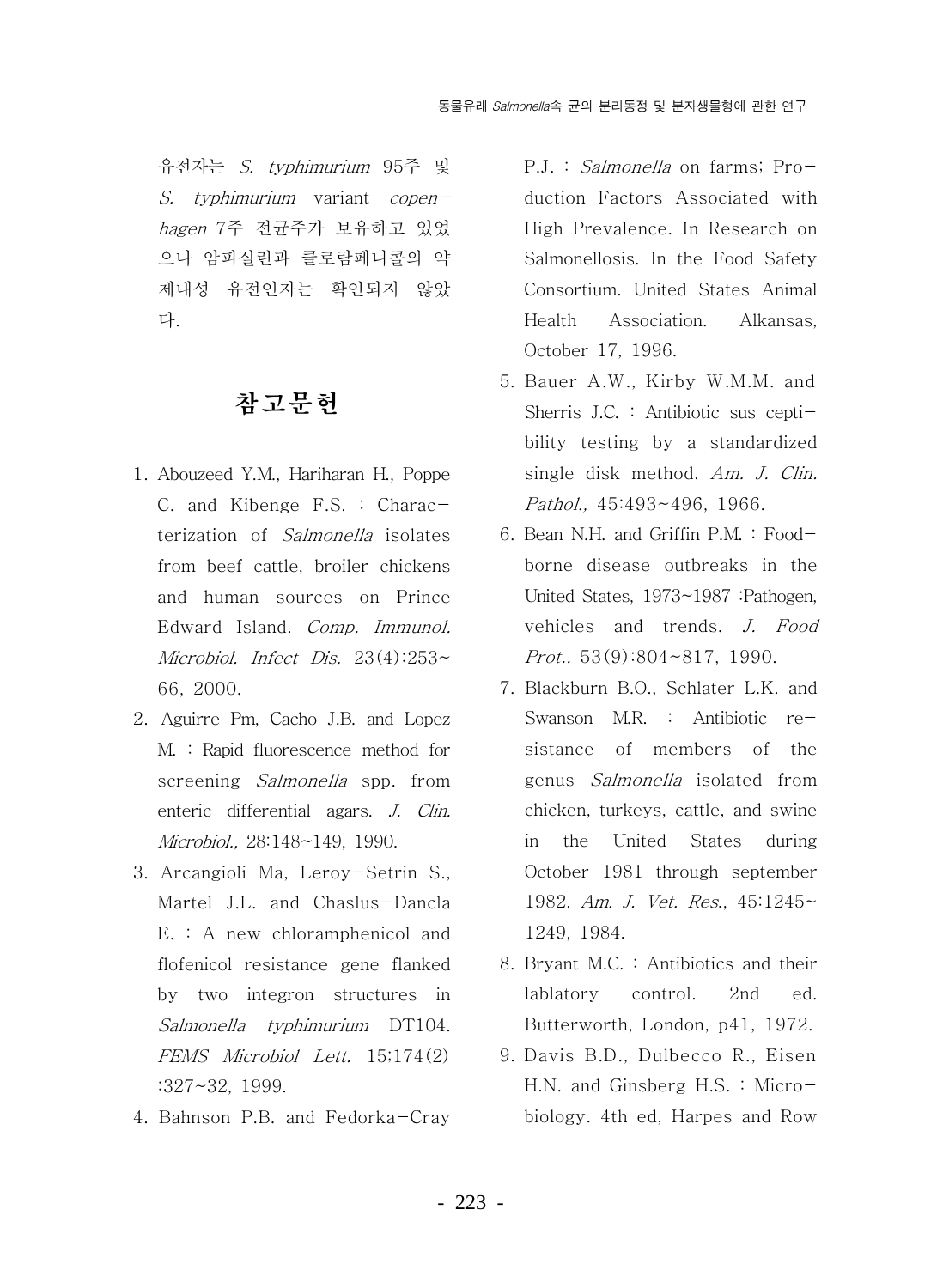유전자는 *S. typhimurium* 95주 및 *S. typhimurium* variant *copenhagen* 7주 전균주가 보유하고 있었으나 암피실린과 클로람페니콜의 약제내성 유전인자는 확인되지 않았다.

## 참고문헌

1. Abouzeed Y.M., Hariharan H., Poppe C. and Kibenge F.S. : Characterization of *Salmonella* isolates from beef cattle, broiler chickens and human sources on Prince Edward Island. *Comp. Immunol. Microbiol. Infect Dis.* 23(4):253~66, 2000.
2. Aguirre Pm, Cacho J.B. and Lopez M. : Rapid fluorescence method for screening *Salmonella* spp. from enteric differential agars. *J. Clin. Microbiol.,* 28:148~149, 1990.
3. Arcangioli Ma, Leroy-Setrin S., Martel J.L. and Chaslus-Dancla E. : A new chloramphenicol and flofenicol resistance gene flanked by two integron structures in *Salmonella typhimurium* DT104. *FEMS Microbiol Lett.* 15;174(2):327~32, 1999.
4. Bahnson P.B. and Fedorka-Cray P.J. : *Salmonella* on farms; Production Factors Associated with High Prevalence. In Research on Salmonellosis. In the Food Safety Consortium. United States Animal Health Association. Alkansas, October 17, 1996.
5. Bauer A.W., Kirby W.M.M. and Sherris J.C. : Antibiotic sus ceptibility testing by a standardized single disk method. *Am. J. Clin. Pathol.,* 45:493~496, 1966.
6. Bean N.H. and Griffin P.M. : Foodborne disease outbreaks in the United States, 1973~1987 :Pathogen, vehicles and trends. *J. Food Prot.,* 53(9):804~817, 1990.
7. Blackburn B.O., Schlater L.K. and Swanson M.R. : Antibiotic resistance of members of the genus *Salmonella* isolated from chicken, turkeys, cattle, and swine in the United States during October 1981 through september 1982. *Am. J. Vet. Res.*, 45:1245~1249, 1984.
8. Bryant M.C. : Antibiotics and their lablatory control. 2nd ed. Butterworth, London, p41, 1972.
9. Davis B.D., Dulbecco R., Eisen H.N. and Ginsberg H.S. : Microbiology. 4th ed, Harpes and Row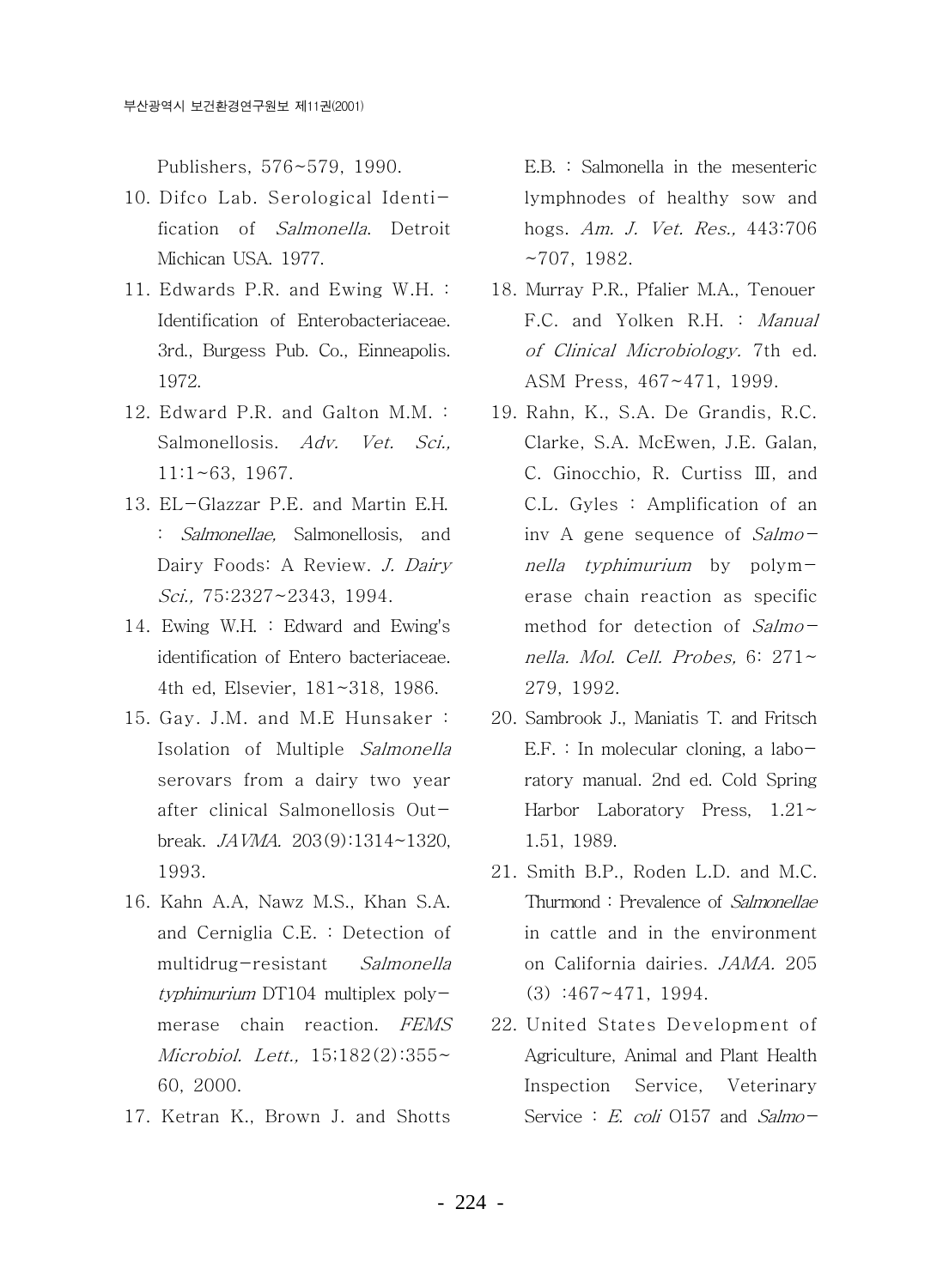Publishers, 576~579, 1990.

10. Difco Lab. Serological Identification of *Salmonella*. Detroit Michican USA. 1977.
11. Edwards P.R. and Ewing W.H. : Identification of Enterobacteriaceae. 3rd., Burgess Pub. Co., Einneapolis. 1972.
12. Edward P.R. and Galton M.M. : Salmonellosis. *Adv. Vet. Sci.,* 11:1~63, 1967.
13. EL-Glazzar P.E. and Martin E.H. : *Salmonellae,* Salmonellosis, and Dairy Foods: A Review. *J. Dairy Sci.,* 75:2327~2343, 1994.
14. Ewing W.H. : Edward and Ewing's identification of Entero bacteriaceae. 4th ed, Elsevier, 181~318, 1986.
15. Gay. J.M. and M.E Hunsaker : Isolation of Multiple *Salmonella* serovars from a dairy two year after clinical Salmonellosis Outbreak. *JAVMA.* 203(9):1314~1320, 1993.
16. Kahn A.A, Nawz M.S., Khan S.A. and Cerniglia C.E. : Detection of multidrug-resistant *Salmonella typhimurium* DT104 multiplex polymerase chain reaction. *FEMS Microbiol. Lett.,* 15;182(2):355~60, 2000.
17. Ketran K., Brown J. and Shotts E.B. : Salmonella in the mesenteric lymphnodes of healthy sow and hogs. *Am. J. Vet. Res.,* 443:706~707, 1982.
18. Murray P.R., Pfalier M.A., Tenouer F.C. and Yolken R.H. : *Manual of Clinical Microbiology.* 7th ed. ASM Press, 467~471, 1999.
19. Rahn, K., S.A. De Grandis, R.C. Clarke, S.A. McEwen, J.E. Galan, C. Ginocchio, R. Curtiss Ⅲ, and C.L. Gyles : Amplification of an inv A gene sequence of *Salmonella typhimurium* by polymerase chain reaction as specific method for detection of *Salmonella. Mol. Cell. Probes,* 6: 271~279, 1992.
20. Sambrook J., Maniatis T. and Fritsch E.F. : In molecular cloning, a laboratory manual. 2nd ed. Cold Spring Harbor Laboratory Press, 1.21~1.51, 1989.
21. Smith B.P., Roden L.D. and M.C. Thurmond : Prevalence of *Salmonellae* in cattle and in the environment on California dairies. *JAMA.* 205 (3) :467~471, 1994.
22. United States Development of Agriculture, Animal and Plant Health Inspection Service, Veterinary Service : *E. coli* O157 and *Salmo-*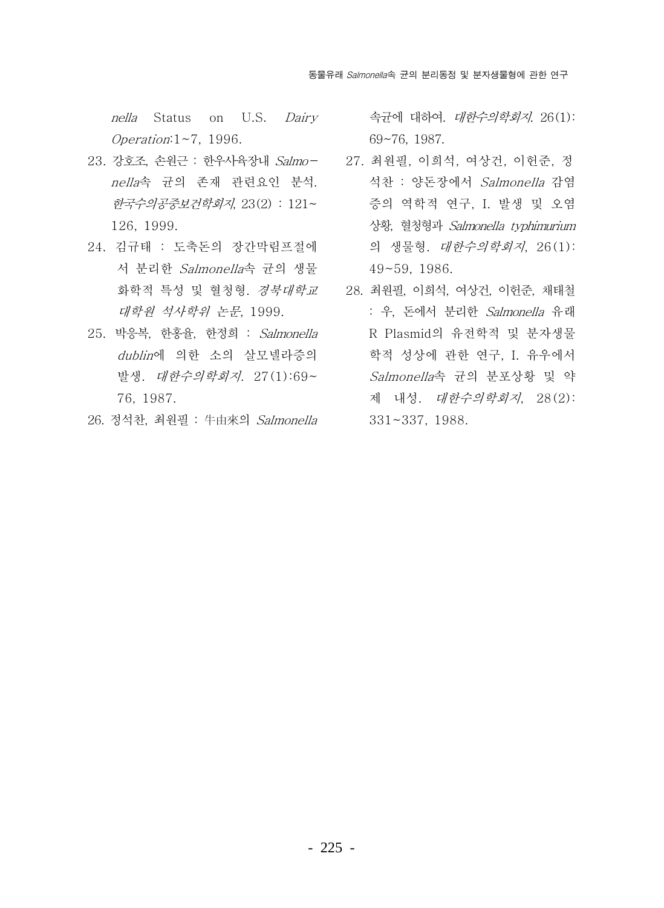*nella* Status on U.S. *Dairy Operation*:1~7, 1996.

23. 강호조, 손원근 : 한우사육장내 *Salmonella*속 균의 존재 관련요인 분석. *한국수의공중보건학회지*, 23(2) : 121~126, 1999.

24. 김규태 : 도축돈의 장간막림프절에서 분리한 *Salmonella*속 균의 생물화학적 특성 및 혈청형. *경북대학교 대학원 석사학위 논문*, 1999.

25. 박응복, 한홍율, 한정희 : *Salmonella dublin*에 의한 소의 살모넬라증의 발생. *대한수의학회지*. 27(1):69~76, 1987.

26. 정석찬, 최원필 : 牛由來의 *Salmonella* 속균에 대하여. *대한수의학회지*. 26(1): 69~76, 1987.

27. 최원필, 이희석, 여상건, 이헌준, 정석찬 : 양돈장에서 *Salmonella* 감염증의 역학적 연구, I. 발생 및 오염상황, 혈청형과 *Salmonella typhimurium*의 생물형. *대한수의학회지*, 26(1): 49~59, 1986.

28. 최원필, 이희석, 여상건, 이헌준, 채태철 : 우, 돈에서 분리한 *Salmonella* 유래 R Plasmid의 유전학적 및 분자생물학적 성상에 관한 연구, I. 유우에서 *Salmonella*속 균의 분포상황 및 약제 내성. *대한수의학회지*, 28(2): 331~337, 1988.